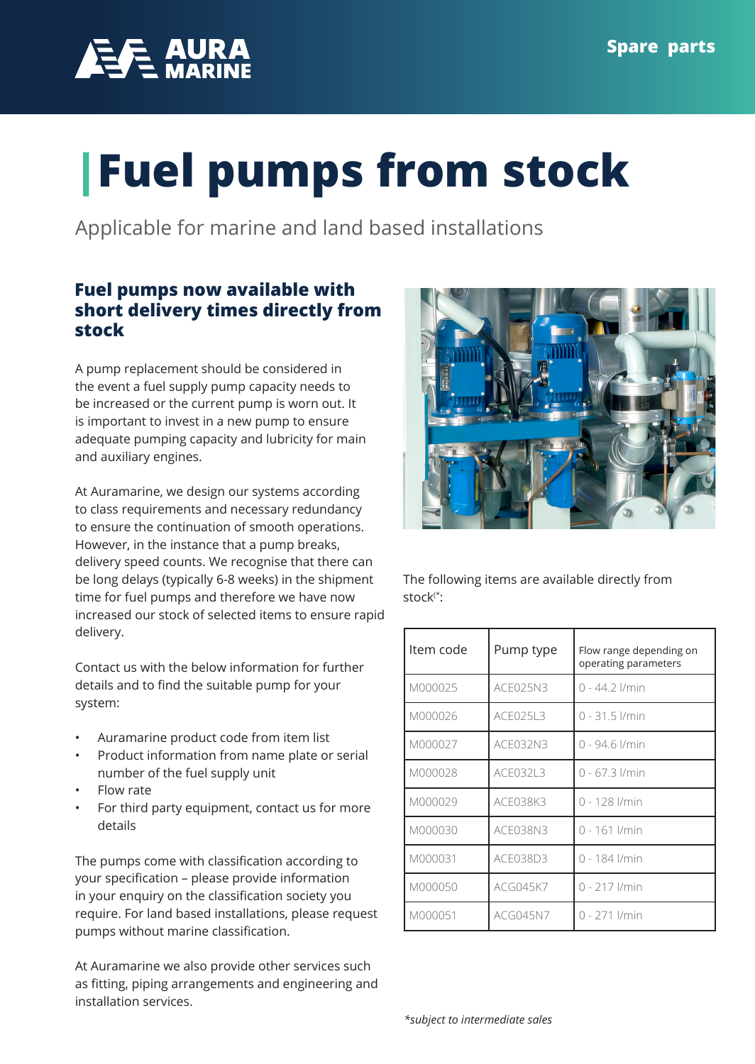Spare parts

# Fuel pumps from stock

Applicable for marine and land based installations

## Fuel pumps now available with short delivery times directly from stock

A pump replacement should be considered in the event a fuel supply pump capacity needs to be increased or the current pump is worn out. It is important to invest in a new pump to ensure adequate pumping capacity and lubricity for main and auxiliary engines.

At Auramarine, we design our systems according to class requirements and necessary redundancy to ensure the continuation of smooth operations. However, in the instance that a pump breaks, delivery speed counts. We recognise that there can be long delays (typically 6-8 weeks) in the shipment time for fuel pumps and therefore we have now increased our stock of selected items to ensure rapid delivery.

Contact us with the below information for further details and to find the suitable pump for your system:

- Auramarine product code from item list
- Product information from name plate or serial number of the fuel supply unit
- Flow rate
- For third party equipment, contact us for more details

The pumps come with classification according to your specification – please provide information in your enquiry on the classification society you require. For land based installations, please request pumps without marine classification.

At Auramarine we also provide other services such as fitting, piping arrangements and engineering and installation services.

The following items are available directly from stock(*:

| Item code | Pump type | Flow range depending on operating parameters |
|---|---|---|
| M000025 | ACE025N3 | 0 - 44.2 l/min |
| M000026 | ACE025L3 | 0 - 31.5 l/min |
| M000027 | ACE032N3 | 0 - 94.6 l/min |
| M000028 | ACE032L3 | 0 - 67.3 l/min |
| M000029 | ACE038K3 | 0 - 128 l/min |
| M000030 | ACE038N3 | 0 - 161 l/min |
| M000031 | ACE038D3 | 0 - 184 l/min |
| M000050 | ACG045K7 | 0 - 217 l/min |
| M000051 | ACG045N7 | 0 - 271 l/min |

*\*subject to intermediate sales*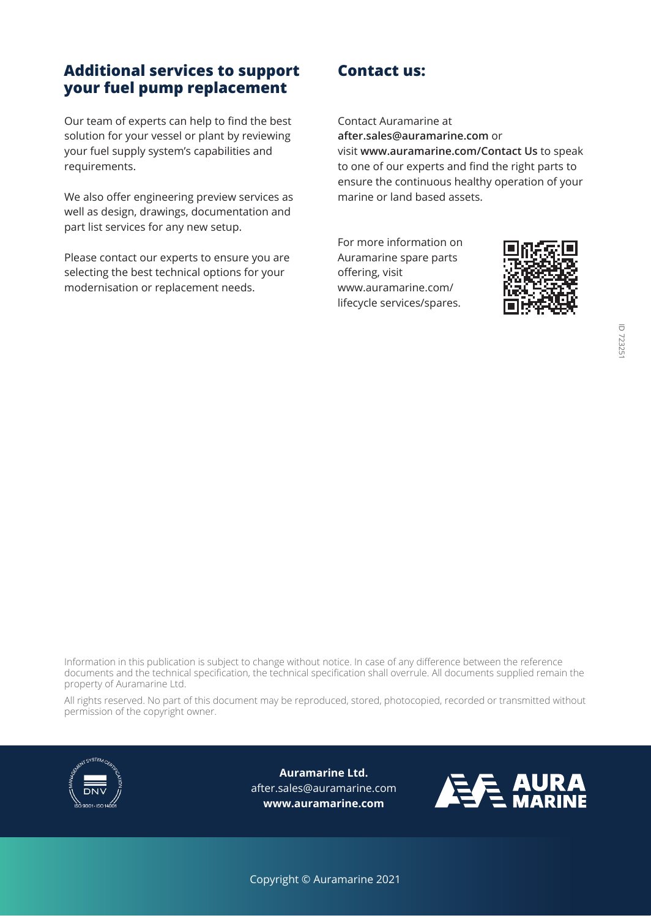## Additional services to support your fuel pump replacement

Our team of experts can help to find the best solution for your vessel or plant by reviewing your fuel supply system's capabilities and requirements.

We also offer engineering preview services as well as design, drawings, documentation and part list services for any new setup.

Please contact our experts to ensure you are selecting the best technical options for your modernisation or replacement needs.

## Contact us:

Contact Auramarine at **after.sales@auramarine.com** or visit **www.auramarine.com/Contact Us** to speak to one of our experts and find the right parts to ensure the continuous healthy operation of your marine or land based assets.

For more information on Auramarine spare parts offering, visit www.auramarine.com/ lifecycle services/spares.

ID 723251

Information in this publication is subject to change without notice. In case of any difference between the reference documents and the technical specification, the technical specification shall overrule. All documents supplied remain the property of Auramarine Ltd.

All rights reserved. No part of this document may be reproduced, stored, photocopied, recorded or transmitted without permission of the copyright owner.

MANAGEMENT SYSTEM CERTIFICATION DNV ISO 9001 · ISO 14001

**Auramarine Ltd.**
after.sales@auramarine.com
**www.auramarine.com**

AURA MARINE

Copyright © Auramarine 2021